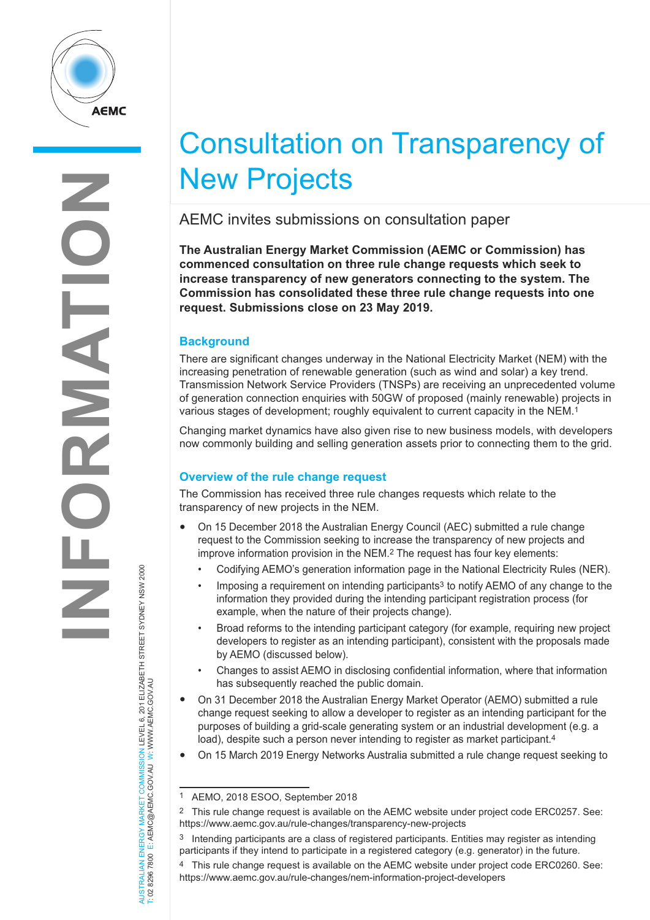# Consultation on Transparency of New Projects

## AEMC invites submissions on consultation paper

**The Australian Energy Market Commission (AEMC or Commission) has commenced consultation on three rule change requests which seek to increase transparency of new generators connecting to the system. The Commission has consolidated these three rule change requests into one request. Submissions close on 23 May 2019.**

### Background

There are significant changes underway in the National Electricity Market (NEM) with the increasing penetration of renewable generation (such as wind and solar) a key trend. Transmission Network Service Providers (TNSPs) are receiving an unprecedented volume of generation connection enquiries with 50GW of proposed (mainly renewable) projects in various stages of development; roughly equivalent to current capacity in the NEM.[1]

Changing market dynamics have also given rise to new business models, with developers now commonly building and selling generation assets prior to connecting them to the grid.

### Overview of the rule change request

The Commission has received three rule changes requests which relate to the transparency of new projects in the NEM.

- On 15 December 2018 the Australian Energy Council (AEC) submitted a rule change request to the Commission seeking to increase the transparency of new projects and improve information provision in the NEM.[2] The request has four key elements:
  - Codifying AEMO's generation information page in the National Electricity Rules (NER).
  - Imposing a requirement on intending participants[3] to notify AEMO of any change to the information they provided during the intending participant registration process (for example, when the nature of their projects change).
  - Broad reforms to the intending participant category (for example, requiring new project developers to register as an intending participant), consistent with the proposals made by AEMO (discussed below).
  - Changes to assist AEMO in disclosing confidential information, where that information has subsequently reached the public domain.
- On 31 December 2018 the Australian Energy Market Operator (AEMO) submitted a rule change request seeking to allow a developer to register as an intending participant for the purposes of building a grid-scale generating system or an industrial development (e.g. a load), despite such a person never intending to register as market participant.[4]
- On 15 March 2019 Energy Networks Australia submitted a rule change request seeking to

---

[1] AEMO, 2018 ESOO, September 2018

[2] This rule change request is available on the AEMC website under project code ERC0257. See: https://www.aemc.gov.au/rule-changes/transparency-new-projects

[3] Intending participants are a class of registered participants. Entities may register as intending participants if they intend to participate in a registered category (e.g. generator) in the future.

[4] This rule change request is available on the AEMC website under project code ERC0260. See: https://www.aemc.gov.au/rule-changes/nem-information-project-developers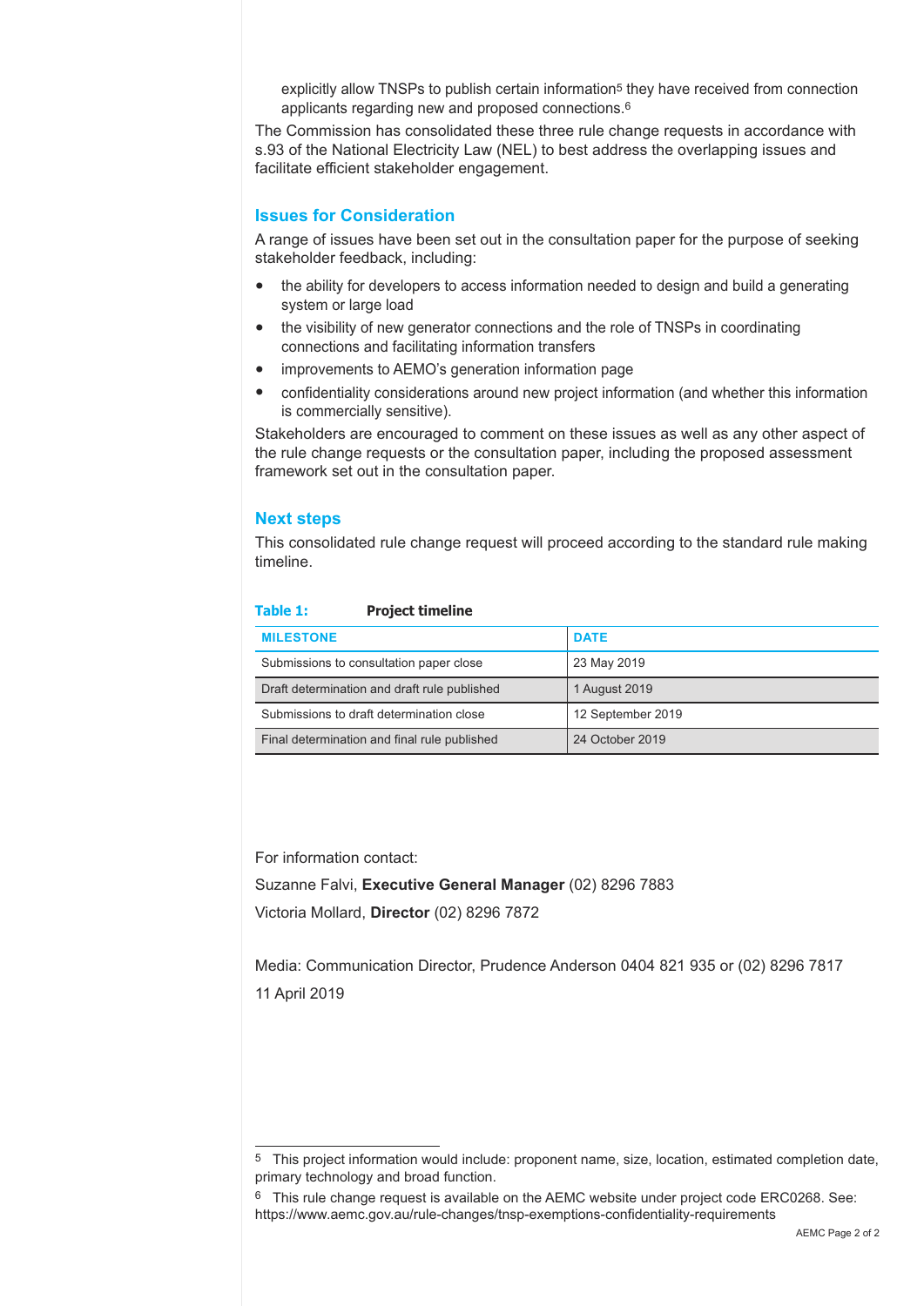explicitly allow TNSPs to publish certain information[5] they have received from connection applicants regarding new and proposed connections.[6]

The Commission has consolidated these three rule change requests in accordance with s.93 of the National Electricity Law (NEL) to best address the overlapping issues and facilitate efficient stakeholder engagement.

## Issues for Consideration

A range of issues have been set out in the consultation paper for the purpose of seeking stakeholder feedback, including:

- the ability for developers to access information needed to design and build a generating system or large load
- the visibility of new generator connections and the role of TNSPs in coordinating connections and facilitating information transfers
- improvements to AEMO's generation information page
- confidentiality considerations around new project information (and whether this information is commercially sensitive).

Stakeholders are encouraged to comment on these issues as well as any other aspect of the rule change requests or the consultation paper, including the proposed assessment framework set out in the consultation paper.

## Next steps

This consolidated rule change request will proceed according to the standard rule making timeline.

**Table 1: Project timeline**

| MILESTONE | DATE |
|---|---|
| Submissions to consultation paper close | 23 May 2019 |
| Draft determination and draft rule published | 1 August 2019 |
| Submissions to draft determination close | 12 September 2019 |
| Final determination and final rule published | 24 October 2019 |

For information contact:

Suzanne Falvi, **Executive General Manager** (02) 8296 7883

Victoria Mollard, **Director** (02) 8296 7872

Media: Communication Director, Prudence Anderson 0404 821 935 or (02) 8296 7817

11 April 2019

[5] This project information would include: proponent name, size, location, estimated completion date, primary technology and broad function.

[6] This rule change request is available on the AEMC website under project code ERC0268. See: https://www.aemc.gov.au/rule-changes/tnsp-exemptions-confidentiality-requirements